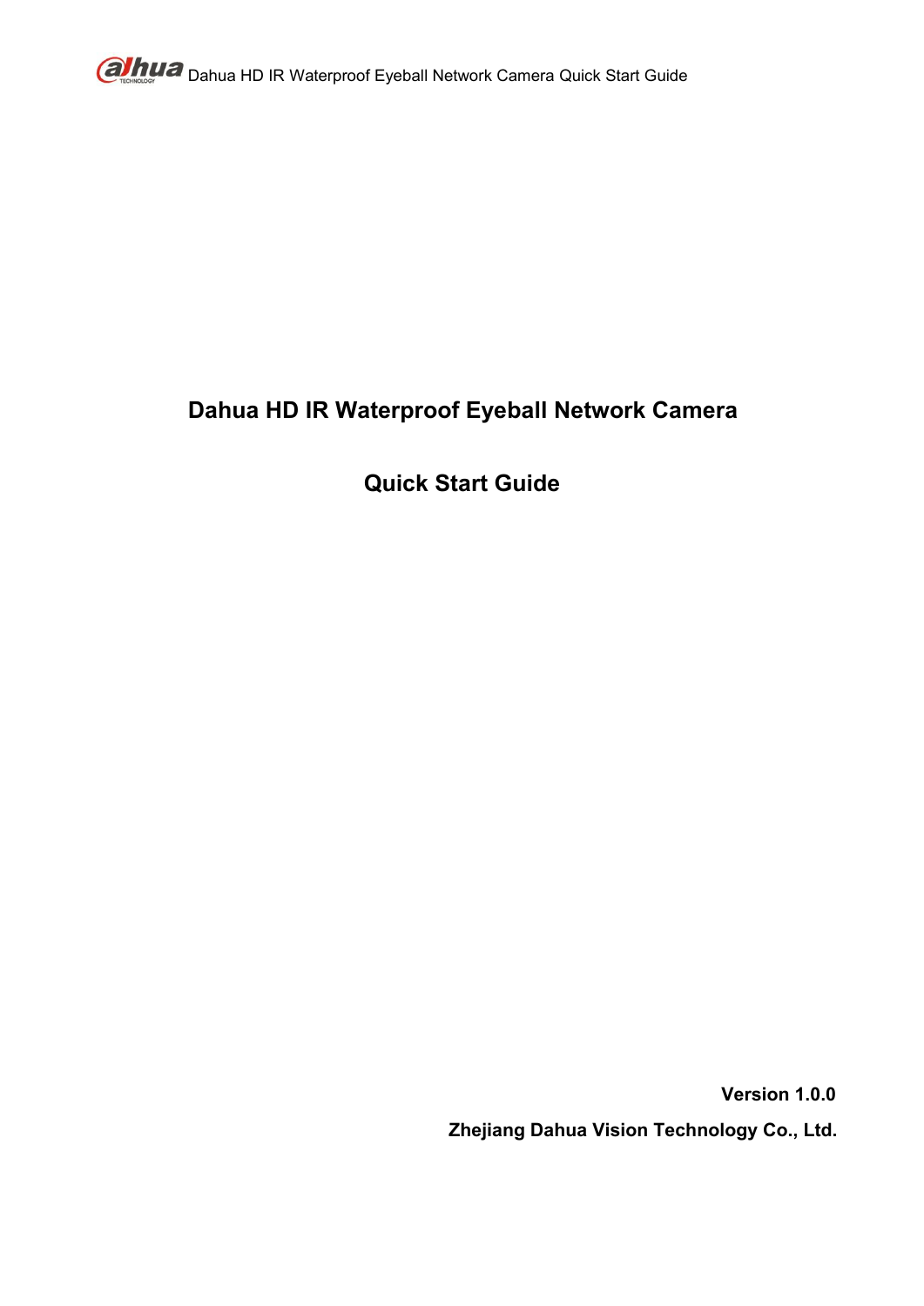# Dahua HD IR Waterproof Eyeball Network Camera

# Quick Start Guide

**Version 1.0.0**

**Zhejiang Dahua Vision Technology Co., Ltd.**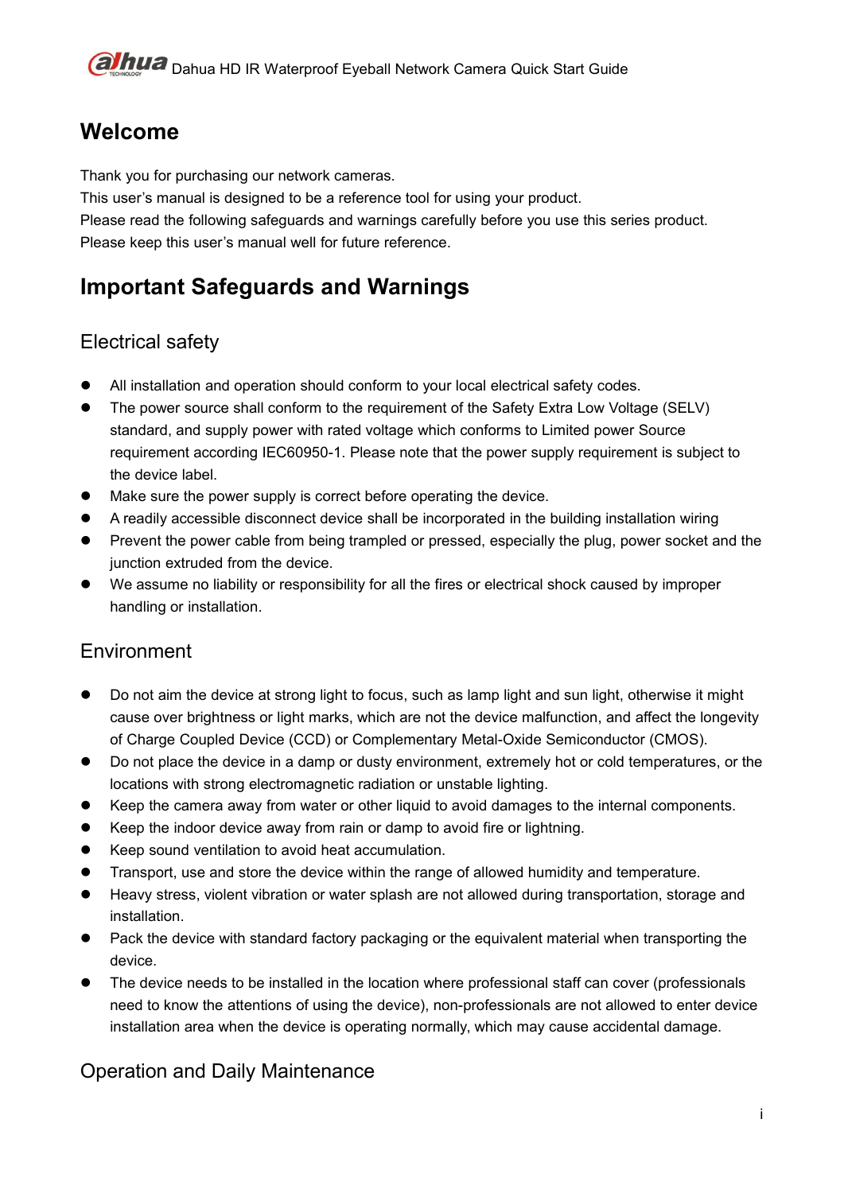# Welcome

Thank you for purchasing our network cameras.
This user's manual is designed to be a reference tool for using your product.
Please read the following safeguards and warnings carefully before you use this series product.
Please keep this user's manual well for future reference.

# Important Safeguards and Warnings

## Electrical safety

- All installation and operation should conform to your local electrical safety codes.
- The power source shall conform to the requirement of the Safety Extra Low Voltage (SELV) standard, and supply power with rated voltage which conforms to Limited power Source requirement according IEC60950-1. Please note that the power supply requirement is subject to the device label.
- Make sure the power supply is correct before operating the device.
- A readily accessible disconnect device shall be incorporated in the building installation wiring
- Prevent the power cable from being trampled or pressed, especially the plug, power socket and the junction extruded from the device.
- We assume no liability or responsibility for all the fires or electrical shock caused by improper handling or installation.

## Environment

- Do not aim the device at strong light to focus, such as lamp light and sun light, otherwise it might cause over brightness or light marks, which are not the device malfunction, and affect the longevity of Charge Coupled Device (CCD) or Complementary Metal-Oxide Semiconductor (CMOS).
- Do not place the device in a damp or dusty environment, extremely hot or cold temperatures, or the locations with strong electromagnetic radiation or unstable lighting.
- Keep the camera away from water or other liquid to avoid damages to the internal components.
- Keep the indoor device away from rain or damp to avoid fire or lightning.
- Keep sound ventilation to avoid heat accumulation.
- Transport, use and store the device within the range of allowed humidity and temperature.
- Heavy stress, violent vibration or water splash are not allowed during transportation, storage and installation.
- Pack the device with standard factory packaging or the equivalent material when transporting the device.
- The device needs to be installed in the location where professional staff can cover (professionals need to know the attentions of using the device), non-professionals are not allowed to enter device installation area when the device is operating normally, which may cause accidental damage.

## Operation and Daily Maintenance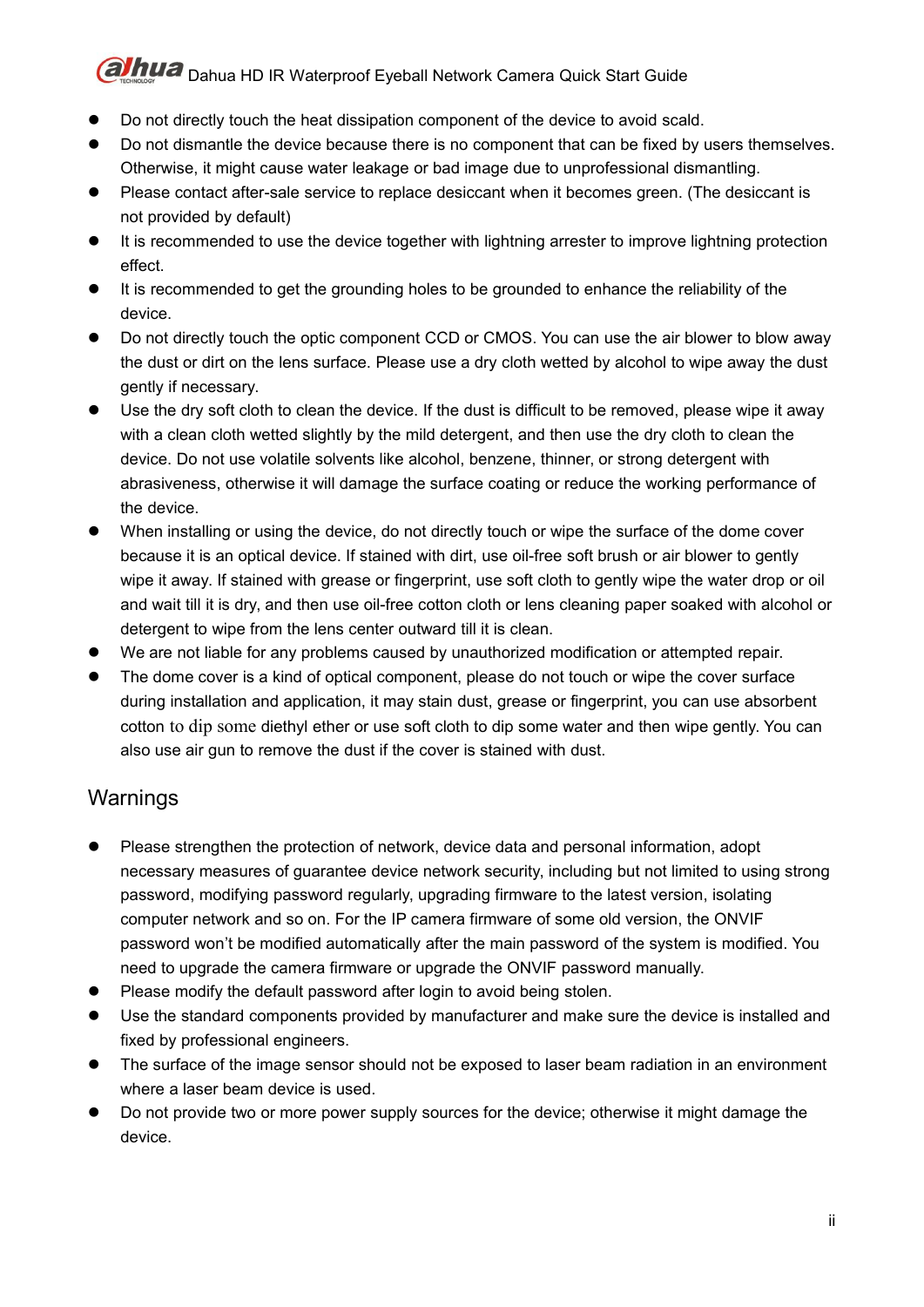- Do not directly touch the heat dissipation component of the device to avoid scald.
- Do not dismantle the device because there is no component that can be fixed by users themselves. Otherwise, it might cause water leakage or bad image due to unprofessional dismantling.
- Please contact after-sale service to replace desiccant when it becomes green. (The desiccant is not provided by default)
- It is recommended to use the device together with lightning arrester to improve lightning protection effect.
- It is recommended to get the grounding holes to be grounded to enhance the reliability of the device.
- Do not directly touch the optic component CCD or CMOS. You can use the air blower to blow away the dust or dirt on the lens surface. Please use a dry cloth wetted by alcohol to wipe away the dust gently if necessary.
- Use the dry soft cloth to clean the device. If the dust is difficult to be removed, please wipe it away with a clean cloth wetted slightly by the mild detergent, and then use the dry cloth to clean the device. Do not use volatile solvents like alcohol, benzene, thinner, or strong detergent with abrasiveness, otherwise it will damage the surface coating or reduce the working performance of the device.
- When installing or using the device, do not directly touch or wipe the surface of the dome cover because it is an optical device. If stained with dirt, use oil-free soft brush or air blower to gently wipe it away. If stained with grease or fingerprint, use soft cloth to gently wipe the water drop or oil and wait till it is dry, and then use oil-free cotton cloth or lens cleaning paper soaked with alcohol or detergent to wipe from the lens center outward till it is clean.
- We are not liable for any problems caused by unauthorized modification or attempted repair.
- The dome cover is a kind of optical component, please do not touch or wipe the cover surface during installation and application, it may stain dust, grease or fingerprint, you can use absorbent cotton to dip some diethyl ether or use soft cloth to dip some water and then wipe gently. You can also use air gun to remove the dust if the cover is stained with dust.

## Warnings

- Please strengthen the protection of network, device data and personal information, adopt necessary measures of guarantee device network security, including but not limited to using strong password, modifying password regularly, upgrading firmware to the latest version, isolating computer network and so on. For the IP camera firmware of some old version, the ONVIF password won't be modified automatically after the main password of the system is modified. You need to upgrade the camera firmware or upgrade the ONVIF password manually.
- Please modify the default password after login to avoid being stolen.
- Use the standard components provided by manufacturer and make sure the device is installed and fixed by professional engineers.
- The surface of the image sensor should not be exposed to laser beam radiation in an environment where a laser beam device is used.
- Do not provide two or more power supply sources for the device; otherwise it might damage the device.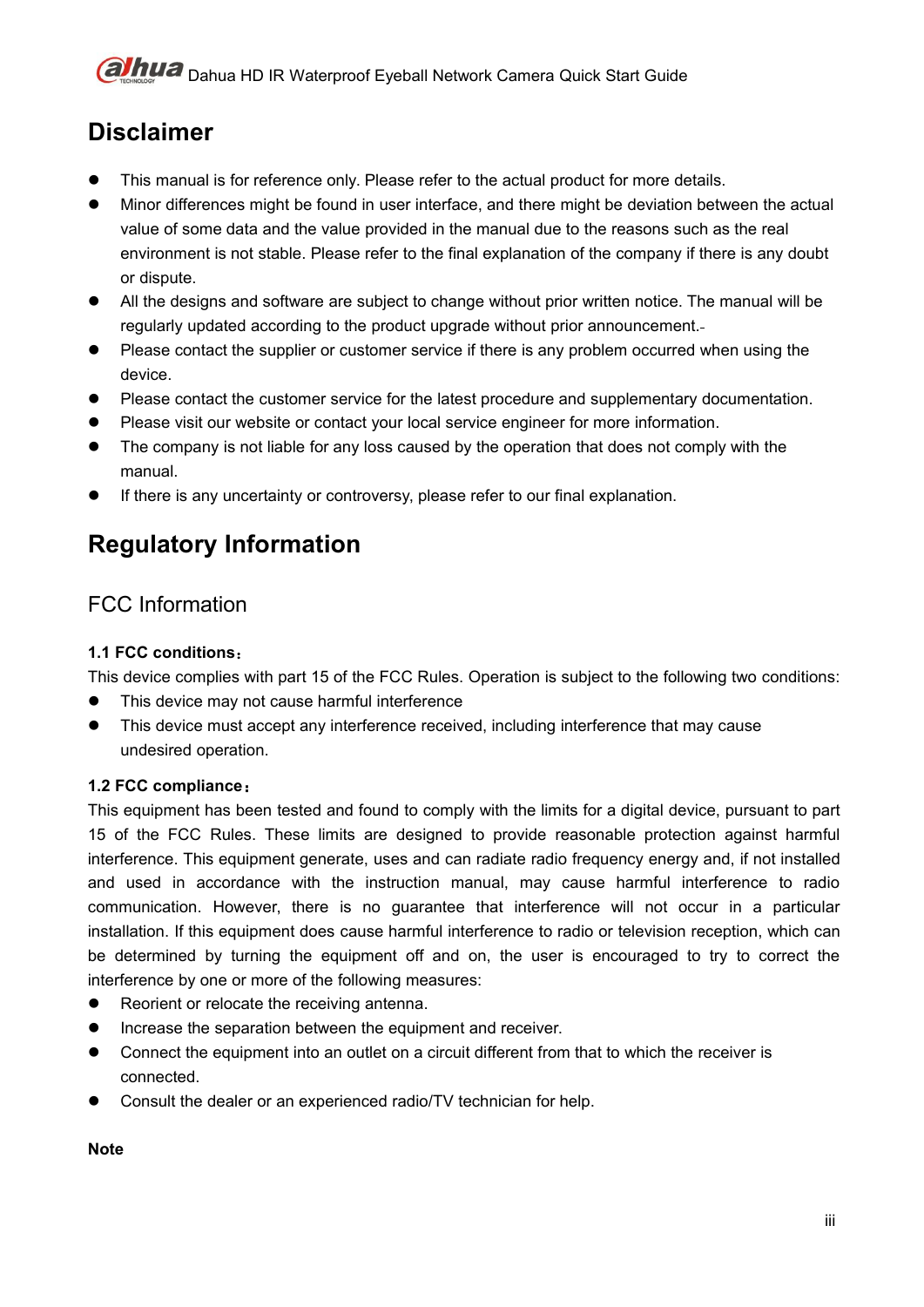# Disclaimer

- This manual is for reference only. Please refer to the actual product for more details.
- Minor differences might be found in user interface, and there might be deviation between the actual value of some data and the value provided in the manual due to the reasons such as the real environment is not stable. Please refer to the final explanation of the company if there is any doubt or dispute.
- All the designs and software are subject to change without prior written notice. The manual will be regularly updated according to the product upgrade without prior announcement.
- Please contact the supplier or customer service if there is any problem occurred when using the device.
- Please contact the customer service for the latest procedure and supplementary documentation.
- Please visit our website or contact your local service engineer for more information.
- The company is not liable for any loss caused by the operation that does not comply with the manual.
- If there is any uncertainty or controversy, please refer to our final explanation.

# Regulatory Information

## FCC Information

**1.1 FCC conditions：**

This device complies with part 15 of the FCC Rules. Operation is subject to the following two conditions:

- This device may not cause harmful interference
- This device must accept any interference received, including interference that may cause undesired operation.

**1.2 FCC compliance：**

This equipment has been tested and found to comply with the limits for a digital device, pursuant to part 15 of the FCC Rules. These limits are designed to provide reasonable protection against harmful interference. This equipment generate, uses and can radiate radio frequency energy and, if not installed and used in accordance with the instruction manual, may cause harmful interference to radio communication. However, there is no guarantee that interference will not occur in a particular installation. If this equipment does cause harmful interference to radio or television reception, which can be determined by turning the equipment off and on, the user is encouraged to try to correct the interference by one or more of the following measures:

- Reorient or relocate the receiving antenna.
- Increase the separation between the equipment and receiver.
- Connect the equipment into an outlet on a circuit different from that to which the receiver is connected.
- Consult the dealer or an experienced radio/TV technician for help.

**Note**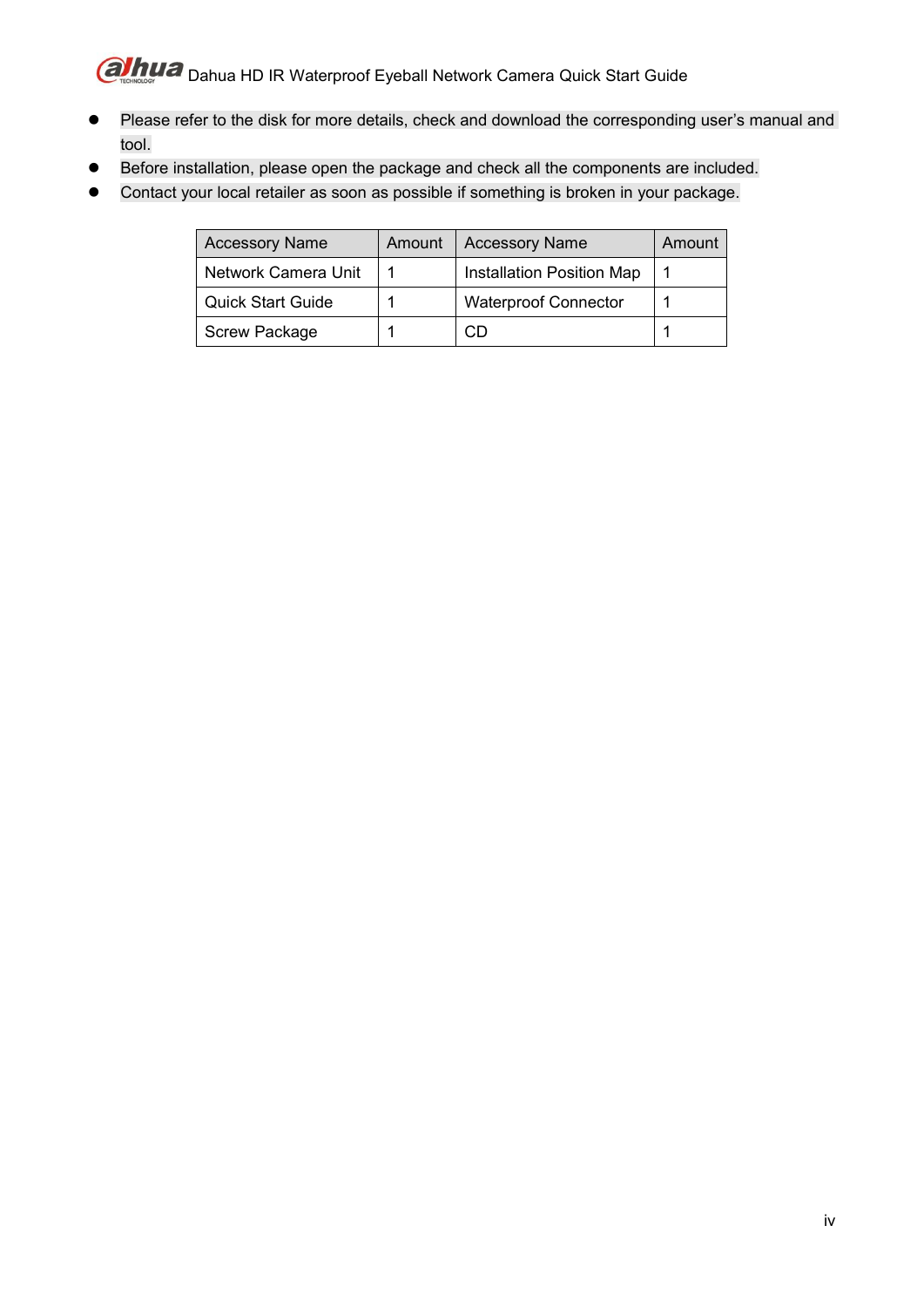- Please refer to the disk for more details, check and download the corresponding user's manual and tool.
- Before installation, please open the package and check all the components are included.
- Contact your local retailer as soon as possible if something is broken in your package.

| Accessory Name | Amount | Accessory Name | Amount |
|---|---|---|---|
| Network Camera Unit | 1 | Installation Position Map | 1 |
| Quick Start Guide | 1 | Waterproof Connector | 1 |
| Screw Package | 1 | CD | 1 |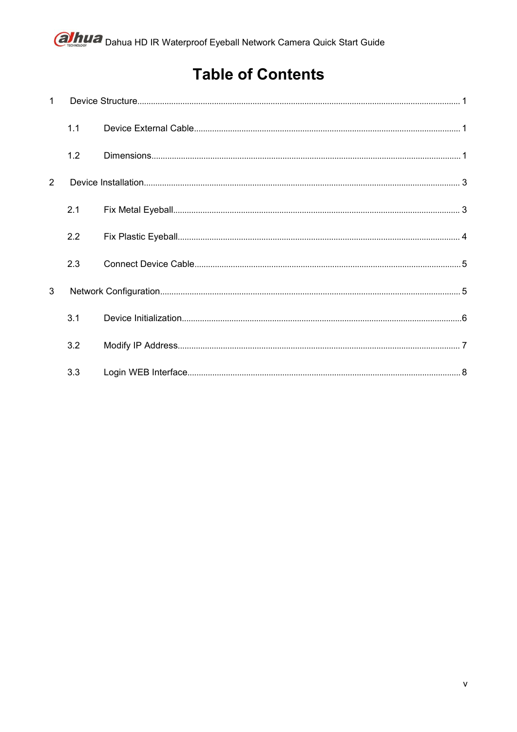# Table of Contents

1 Device Structure........................................................................................................ 1

 1.1 Device External Cable................................................................................................ 1

 1.2 Dimensions.................................................................................................................. 1

2 Device Installation...................................................................................................... 3

 2.1 Fix Metal Eyeball.......................................................................................................... 3

 2.2 Fix Plastic Eyeball........................................................................................................ 4

 2.3 Connect Device Cable.................................................................................................. 5

3 Network Configuration................................................................................................ 5

 3.1 Device Initialization...................................................................................................... 6

 3.2 Modify IP Address........................................................................................................ 7

 3.3 Login WEB Interface..................................................................................................... 8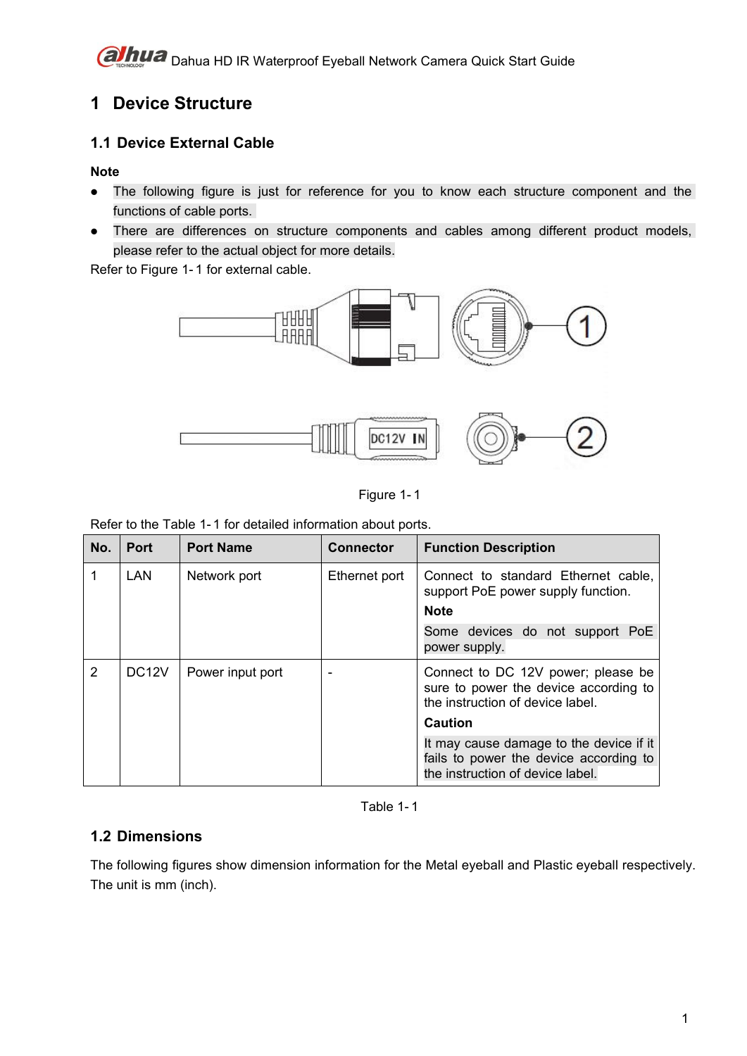# 1 Device Structure

## 1.1 Device External Cable

**Note**

- The following figure is just for reference for you to know each structure component and the functions of cable ports.
- There are differences on structure components and cables among different product models, please refer to the actual object for more details.

Refer to Figure 1-1 for external cable.

Figure 1-1

Refer to the Table 1-1 for detailed information about ports.

| No. | Port | Port Name | Connector | Function Description |
|---|---|---|---|---|
| 1 | LAN | Network port | Ethernet port | Connect to standard Ethernet cable, support PoE power supply function.<br>**Note**<br>Some devices do not support PoE power supply. |
| 2 | DC12V | Power input port | - | Connect to DC 12V power; please be sure to power the device according to the instruction of device label.<br>**Caution**<br>It may cause damage to the device if it fails to power the device according to the instruction of device label. |

Table 1-1

## 1.2 Dimensions

The following figures show dimension information for the Metal eyeball and Plastic eyeball respectively. The unit is mm (inch).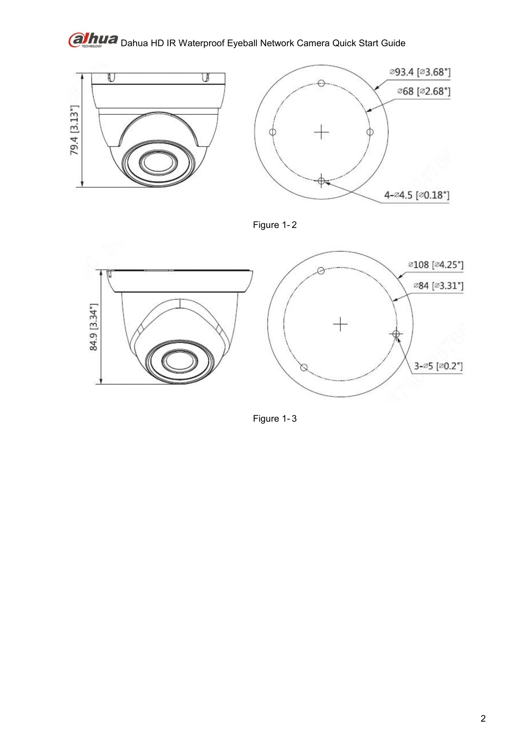Figure 1- 2

Figure 1- 3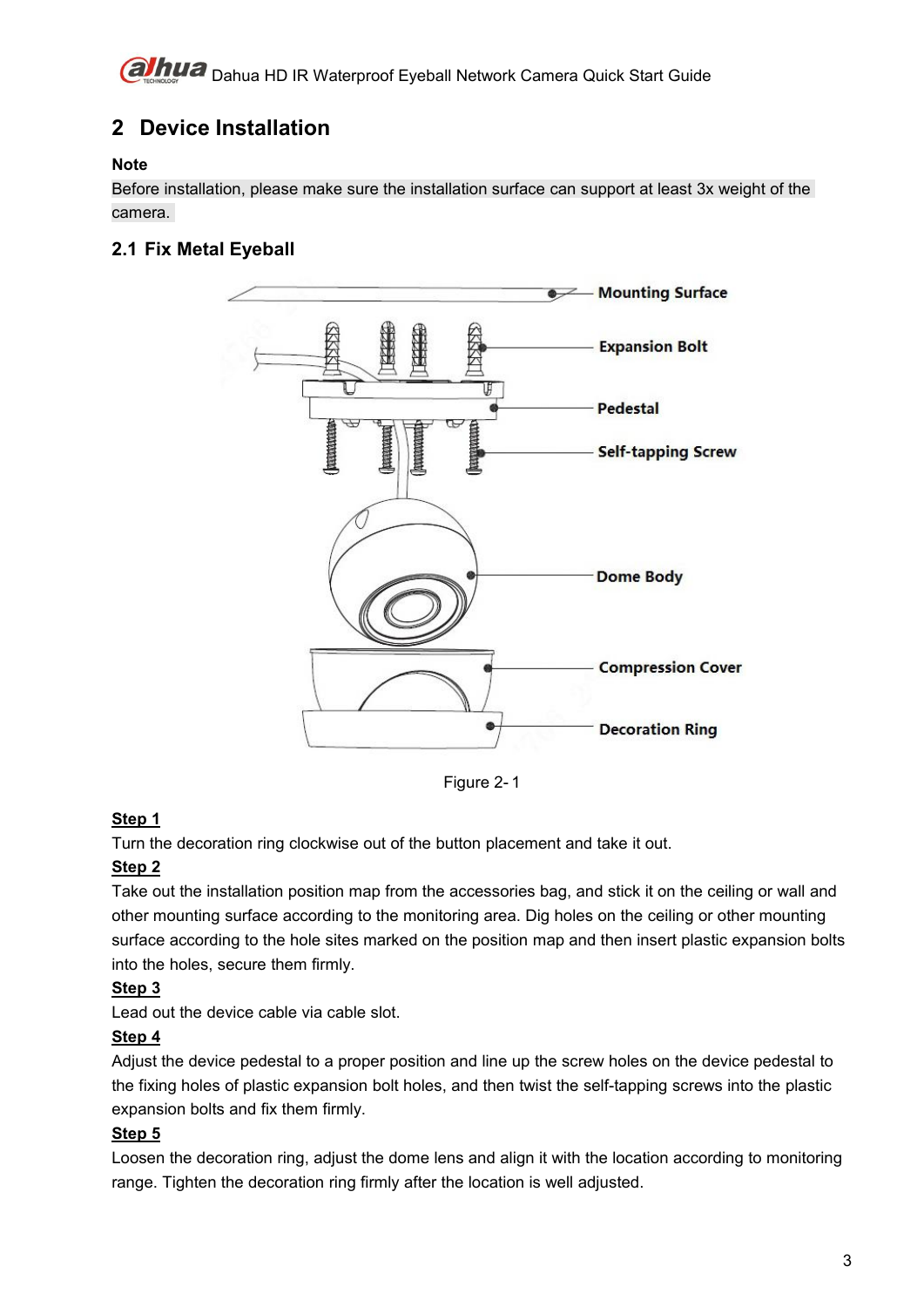# 2 Device Installation

**Note**

Before installation, please make sure the installation surface can support at least 3x weight of the camera.

## 2.1 Fix Metal Eyeball

Figure 2- 1

**Step 1**

Turn the decoration ring clockwise out of the button placement and take it out.

**Step 2**

Take out the installation position map from the accessories bag, and stick it on the ceiling or wall and other mounting surface according to the monitoring area. Dig holes on the ceiling or other mounting surface according to the hole sites marked on the position map and then insert plastic expansion bolts into the holes, secure them firmly.

**Step 3**

Lead out the device cable via cable slot.

**Step 4**

Adjust the device pedestal to a proper position and line up the screw holes on the device pedestal to the fixing holes of plastic expansion bolt holes, and then twist the self-tapping screws into the plastic expansion bolts and fix them firmly.

**Step 5**

Loosen the decoration ring, adjust the dome lens and align it with the location according to monitoring range. Tighten the decoration ring firmly after the location is well adjusted.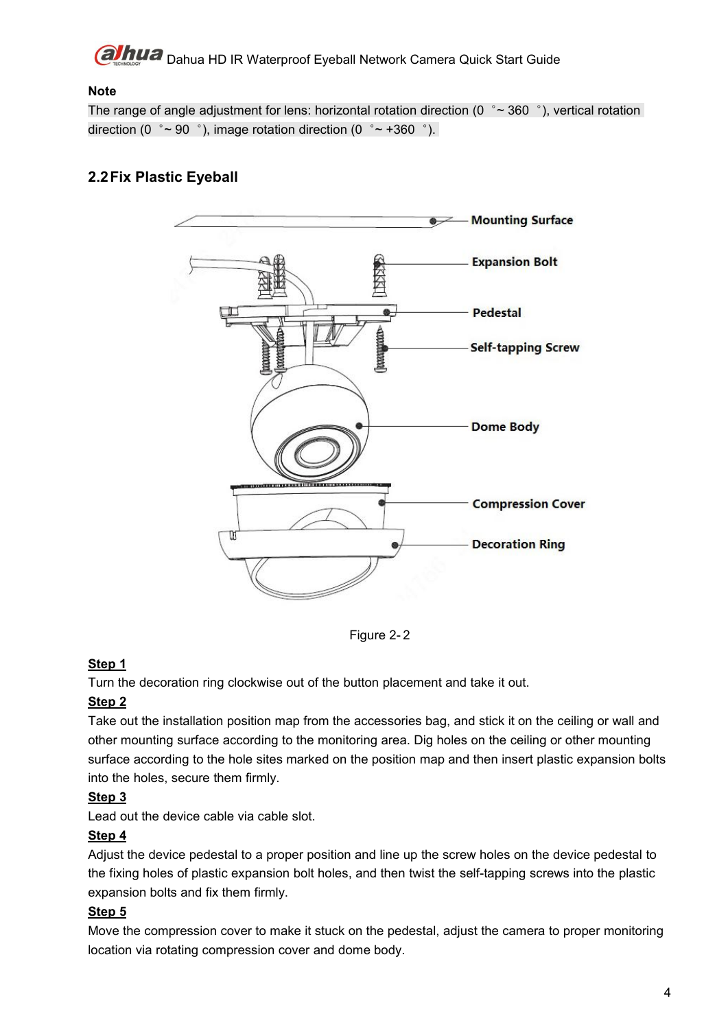**Note**

The range of angle adjustment for lens: horizontal rotation direction (0 °~ 360 °), vertical rotation direction (0 °~ 90 °), image rotation direction (0 °~ +360 °).

## 2.2 Fix Plastic Eyeball

Figure 2- 2

**Step 1**

Turn the decoration ring clockwise out of the button placement and take it out.

**Step 2**

Take out the installation position map from the accessories bag, and stick it on the ceiling or wall and other mounting surface according to the monitoring area. Dig holes on the ceiling or other mounting surface according to the hole sites marked on the position map and then insert plastic expansion bolts into the holes, secure them firmly.

**Step 3**

Lead out the device cable via cable slot.

**Step 4**

Adjust the device pedestal to a proper position and line up the screw holes on the device pedestal to the fixing holes of plastic expansion bolt holes, and then twist the self-tapping screws into the plastic expansion bolts and fix them firmly.

**Step 5**

Move the compression cover to make it stuck on the pedestal, adjust the camera to proper monitoring location via rotating compression cover and dome body.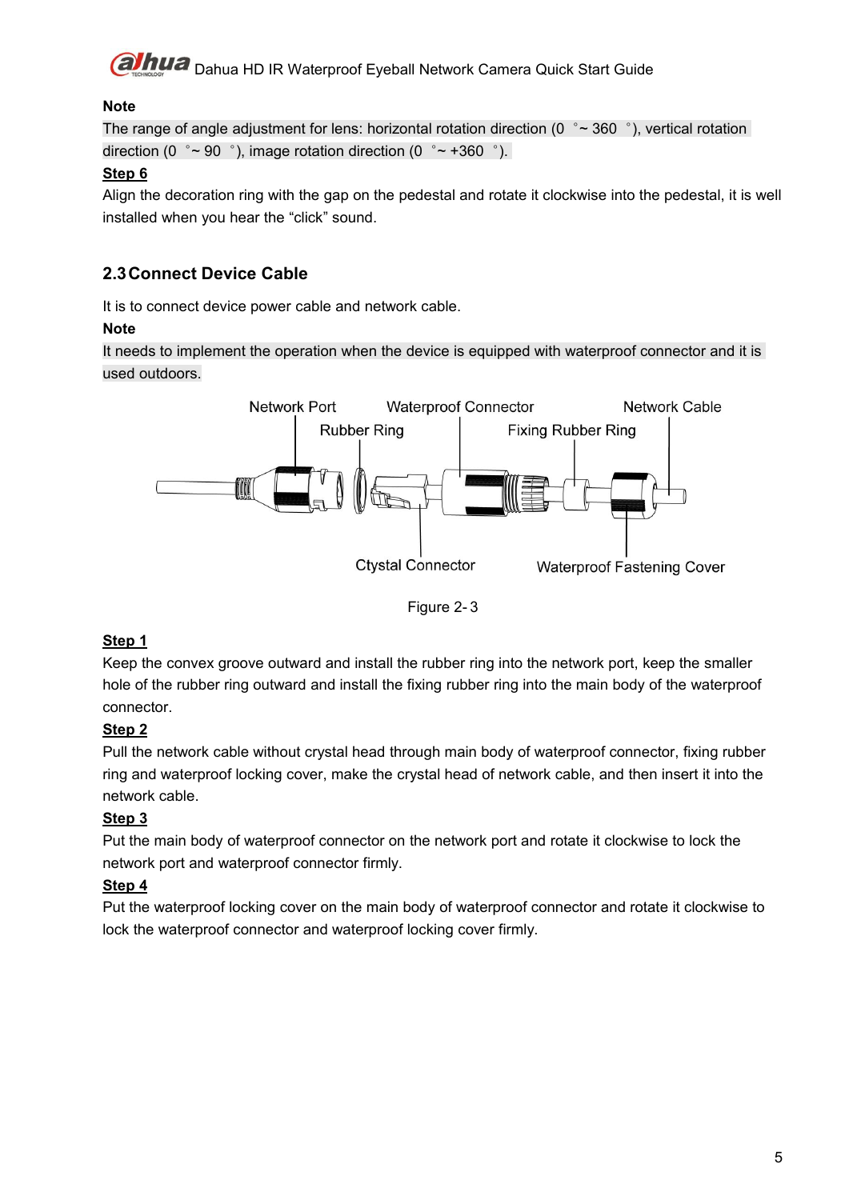**Note**

The range of angle adjustment for lens: horizontal rotation direction (0 °~ 360 °), vertical rotation direction (0 °~ 90 °), image rotation direction (0 °~ +360 °).

**Step 6**

Align the decoration ring with the gap on the pedestal and rotate it clockwise into the pedestal, it is well installed when you hear the "click" sound.

## 2.3 Connect Device Cable

It is to connect device power cable and network cable.

**Note**

It needs to implement the operation when the device is equipped with waterproof connector and it is used outdoors.

Network Port, Rubber Ring, Waterproof Connector, Fixing Rubber Ring, Network Cable, Ctystal Connector, Waterproof Fastening Cover

Figure 2- 3

**Step 1**

Keep the convex groove outward and install the rubber ring into the network port, keep the smaller hole of the rubber ring outward and install the fixing rubber ring into the main body of the waterproof connector.

**Step 2**

Pull the network cable without crystal head through main body of waterproof connector, fixing rubber ring and waterproof locking cover, make the crystal head of network cable, and then insert it into the network cable.

**Step 3**

Put the main body of waterproof connector on the network port and rotate it clockwise to lock the network port and waterproof connector firmly.

**Step 4**

Put the waterproof locking cover on the main body of waterproof connector and rotate it clockwise to lock the waterproof connector and waterproof locking cover firmly.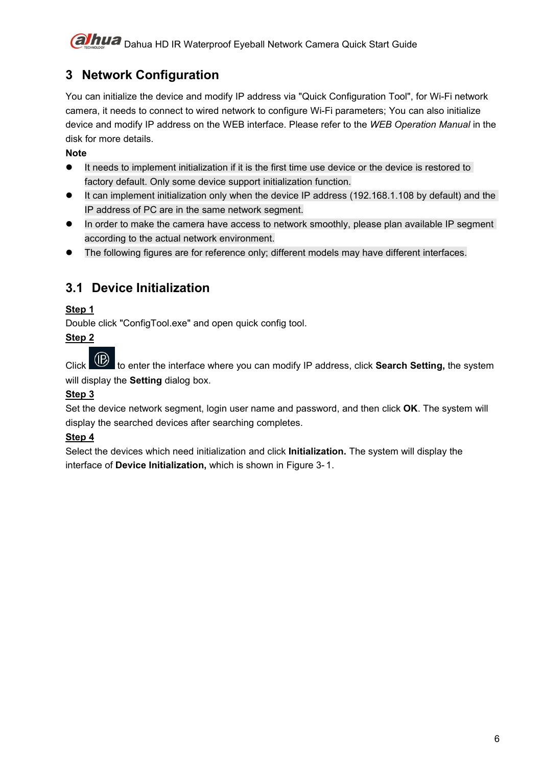# 3 Network Configuration

You can initialize the device and modify IP address via "Quick Configuration Tool", for Wi-Fi network camera, it needs to connect to wired network to configure Wi-Fi parameters; You can also initialize device and modify IP address on the WEB interface. Please refer to the *WEB Operation Manual* in the disk for more details.

**Note**

- It needs to implement initialization if it is the first time use device or the device is restored to factory default. Only some device support initialization function.
- It can implement initialization only when the device IP address (192.168.1.108 by default) and the IP address of PC are in the same network segment.
- In order to make the camera have access to network smoothly, please plan available IP segment according to the actual network environment.
- The following figures are for reference only; different models may have different interfaces.

## 3.1 Device Initialization

**Step 1**

Double click "ConfigTool.exe" and open quick config tool.

**Step 2**

Click to enter the interface where you can modify IP address, click **Search Setting,** the system will display the **Setting** dialog box.

**Step 3**

Set the device network segment, login user name and password, and then click **OK**. The system will display the searched devices after searching completes.

**Step 4**

Select the devices which need initialization and click **Initialization.** The system will display the interface of **Device Initialization,** which is shown in Figure 3-1.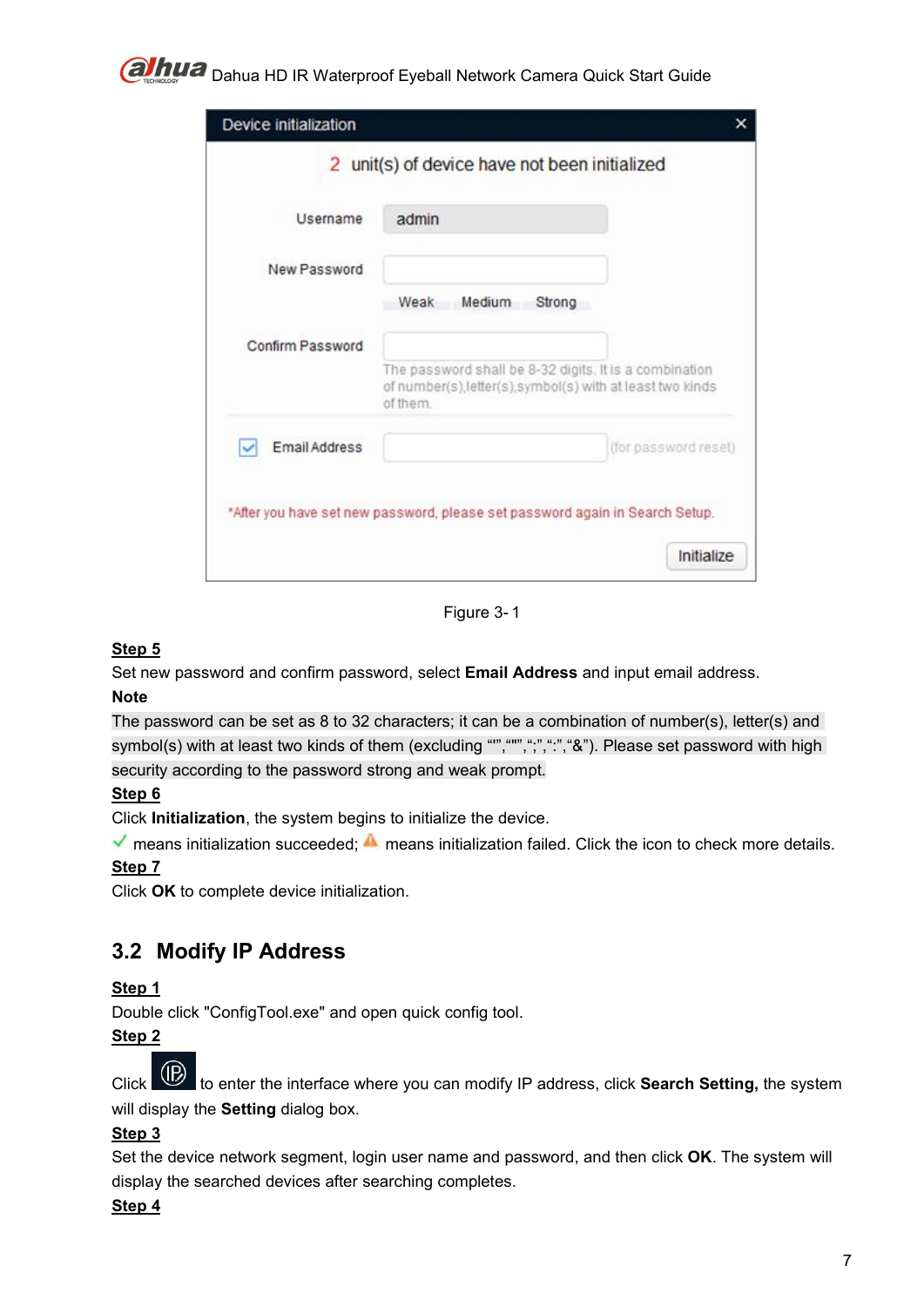Figure 3- 1

**Step 5**

Set new password and confirm password, select **Email Address** and input email address.

**Note**

The password can be set as 8 to 32 characters; it can be a combination of number(s), letter(s) and symbol(s) with at least two kinds of them (excluding "'",""",";",":","&"). Please set password with high security according to the password strong and weak prompt.

**Step 6**

Click **Initialization**, the system begins to initialize the device.

✓ means initialization succeeded; ⚠ means initialization failed. Click the icon to check more details.

**Step 7**

Click **OK** to complete device initialization.

## 3.2 Modify IP Address

**Step 1**

Double click "ConfigTool.exe" and open quick config tool.

**Step 2**

Click [IP] to enter the interface where you can modify IP address, click **Search Setting,** the system will display the **Setting** dialog box.

**Step 3**

Set the device network segment, login user name and password, and then click **OK**. The system will display the searched devices after searching completes.

**Step 4**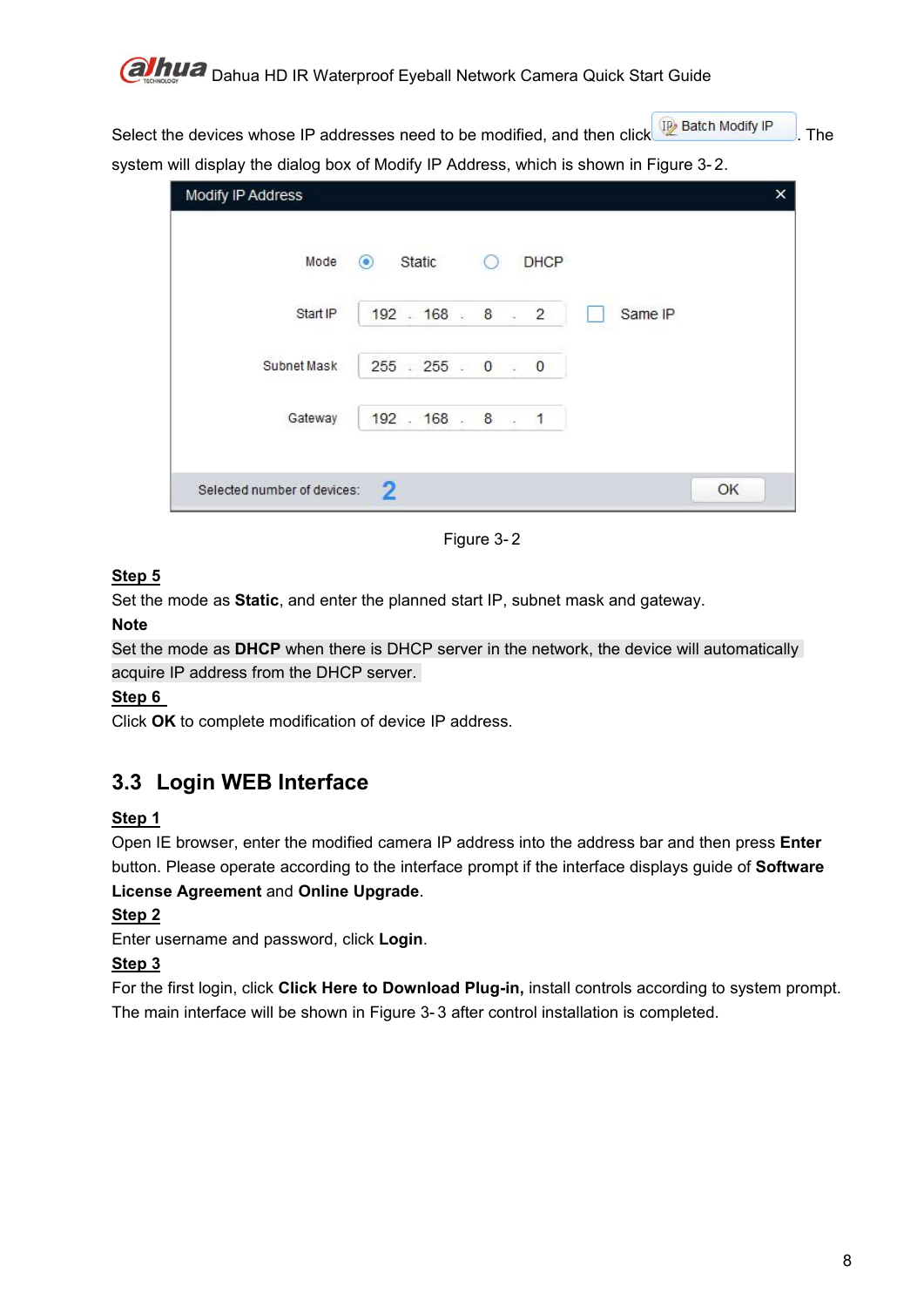Select the devices whose IP addresses need to be modified, and then click Batch Modify IP. The system will display the dialog box of Modify IP Address, which is shown in Figure 3- 2.

Figure 3- 2

**Step 5**

Set the mode as **Static**, and enter the planned start IP, subnet mask and gateway.

**Note**

Set the mode as **DHCP** when there is DHCP server in the network, the device will automatically acquire IP address from the DHCP server.

**Step 6**

Click **OK** to complete modification of device IP address.

## 3.3 Login WEB Interface

**Step 1**

Open IE browser, enter the modified camera IP address into the address bar and then press **Enter** button. Please operate according to the interface prompt if the interface displays guide of **Software License Agreement** and **Online Upgrade**.

**Step 2**

Enter username and password, click **Login**.

**Step 3**

For the first login, click **Click Here to Download Plug-in,** install controls according to system prompt. The main interface will be shown in Figure 3- 3 after control installation is completed.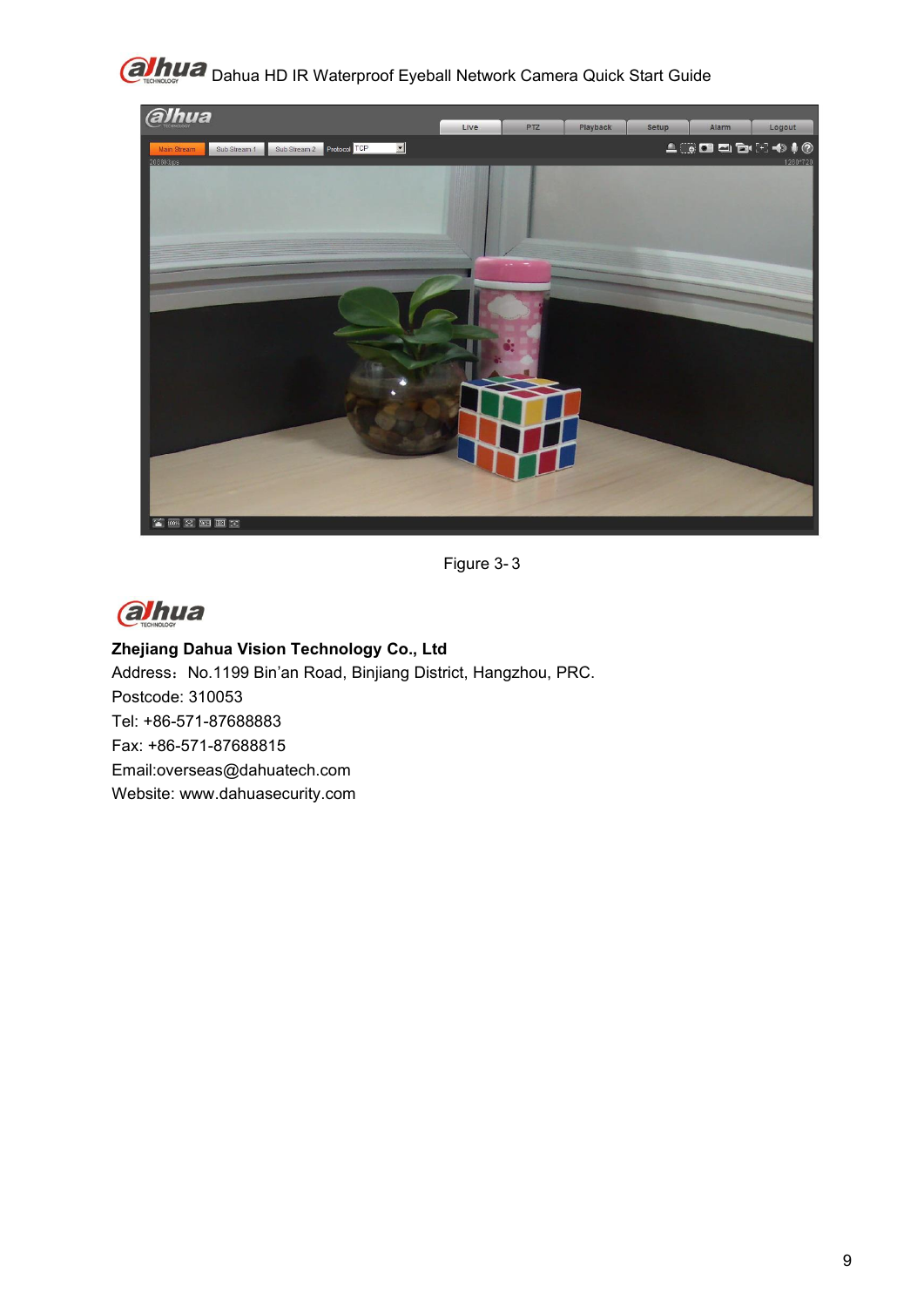Figure 3- 3

**Zhejiang Dahua Vision Technology Co., Ltd**

Address：No.1199 Bin'an Road, Binjiang District, Hangzhou, PRC.

Postcode: 310053

Tel: +86-571-87688883

Fax: +86-571-87688815

Email:overseas@dahuatech.com

Website: www.dahuasecurity.com